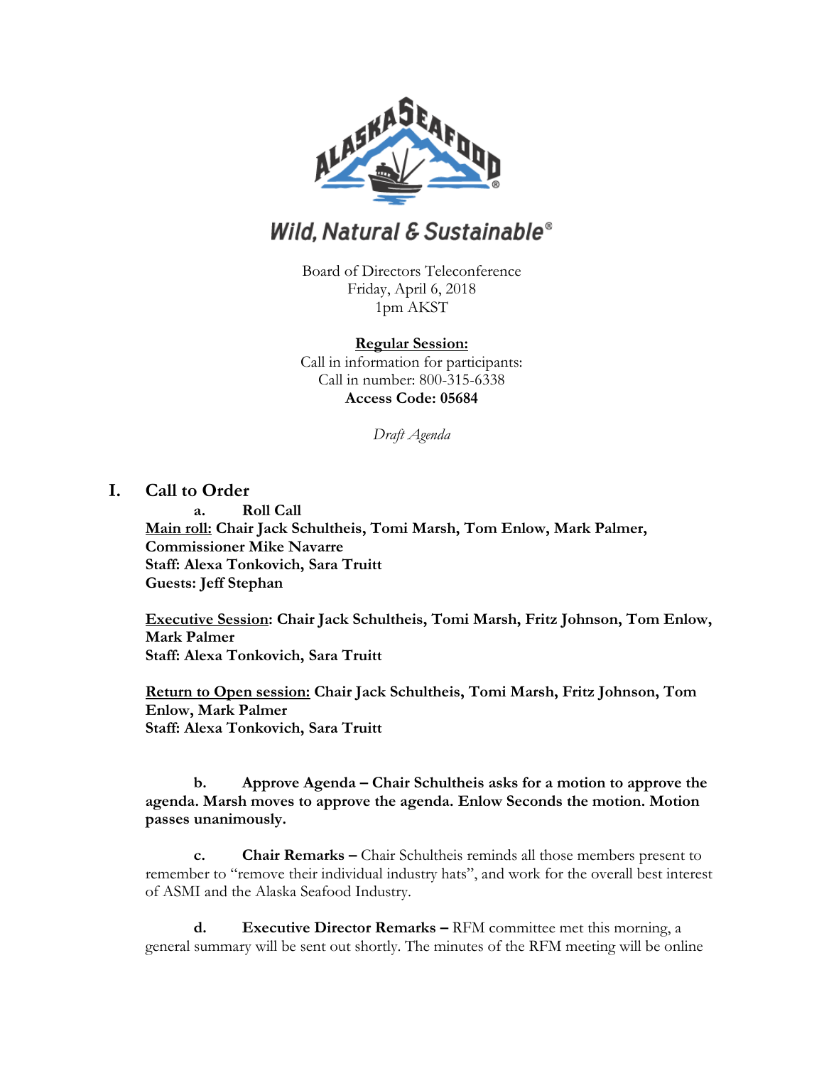Wild, Natural & Sustainable®

Board of Directors Teleconference
Friday, April 6, 2018
1pm AKST

**Regular Session:**
Call in information for participants:
Call in number: 800-315-6338
**Access Code: 05684**

*Draft Agenda*

## I. Call to Order

**a. Roll Call**

**Main roll: Chair Jack Schultheis, Tomi Marsh, Tom Enlow, Mark Palmer, Commissioner Mike Navarre**
**Staff: Alexa Tonkovich, Sara Truitt**
**Guests: Jeff Stephan**

**Executive Session: Chair Jack Schultheis, Tomi Marsh, Fritz Johnson, Tom Enlow, Mark Palmer**
**Staff: Alexa Tonkovich, Sara Truitt**

**Return to Open session: Chair Jack Schultheis, Tomi Marsh, Fritz Johnson, Tom Enlow, Mark Palmer**
**Staff: Alexa Tonkovich, Sara Truitt**

**b. Approve Agenda – Chair Schultheis asks for a motion to approve the agenda. Marsh moves to approve the agenda. Enlow Seconds the motion. Motion passes unanimously.**

**c. Chair Remarks –** Chair Schultheis reminds all those members present to remember to "remove their individual industry hats", and work for the overall best interest of ASMI and the Alaska Seafood Industry.

**d. Executive Director Remarks –** RFM committee met this morning, a general summary will be sent out shortly. The minutes of the RFM meeting will be online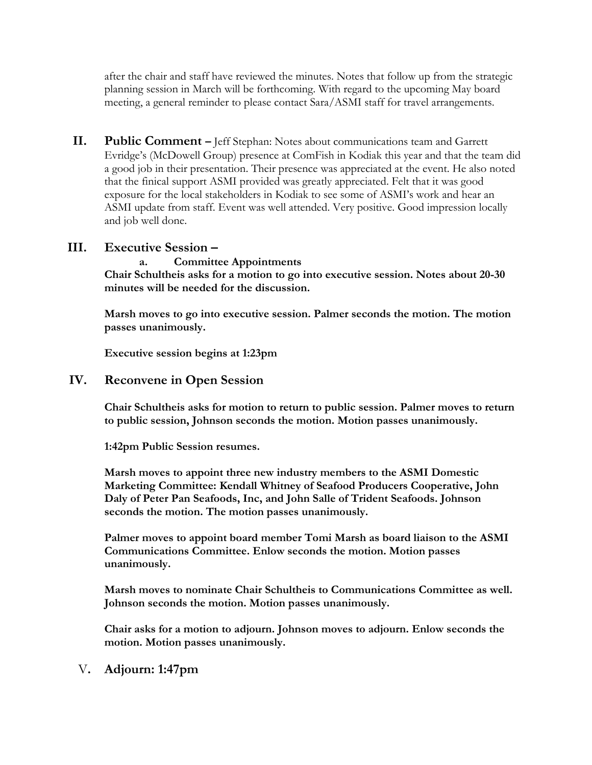after the chair and staff have reviewed the minutes. Notes that follow up from the strategic planning session in March will be forthcoming. With regard to the upcoming May board meeting, a general reminder to please contact Sara/ASMI staff for travel arrangements.

## II. Public Comment –

Jeff Stephan: Notes about communications team and Garrett Evridge's (McDowell Group) presence at ComFish in Kodiak this year and that the team did a good job in their presentation. Their presence was appreciated at the event. He also noted that the finical support ASMI provided was greatly appreciated. Felt that it was good exposure for the local stakeholders in Kodiak to see some of ASMI's work and hear an ASMI update from staff. Event was well attended. Very positive. Good impression locally and job well done.

## III. Executive Session –

**a. Committee Appointments**

**Chair Schultheis asks for a motion to go into executive session. Notes about 20-30 minutes will be needed for the discussion.**

**Marsh moves to go into executive session. Palmer seconds the motion. The motion passes unanimously.**

**Executive session begins at 1:23pm**

## IV. Reconvene in Open Session

**Chair Schultheis asks for motion to return to public session. Palmer moves to return to public session, Johnson seconds the motion. Motion passes unanimously.**

**1:42pm Public Session resumes.**

**Marsh moves to appoint three new industry members to the ASMI Domestic Marketing Committee: Kendall Whitney of Seafood Producers Cooperative, John Daly of Peter Pan Seafoods, Inc, and John Salle of Trident Seafoods. Johnson seconds the motion. The motion passes unanimously.**

**Palmer moves to appoint board member Tomi Marsh as board liaison to the ASMI Communications Committee. Enlow seconds the motion. Motion passes unanimously.**

**Marsh moves to nominate Chair Schultheis to Communications Committee as well. Johnson seconds the motion. Motion passes unanimously.**

**Chair asks for a motion to adjourn. Johnson moves to adjourn. Enlow seconds the motion. Motion passes unanimously.**

## V. Adjourn: 1:47pm